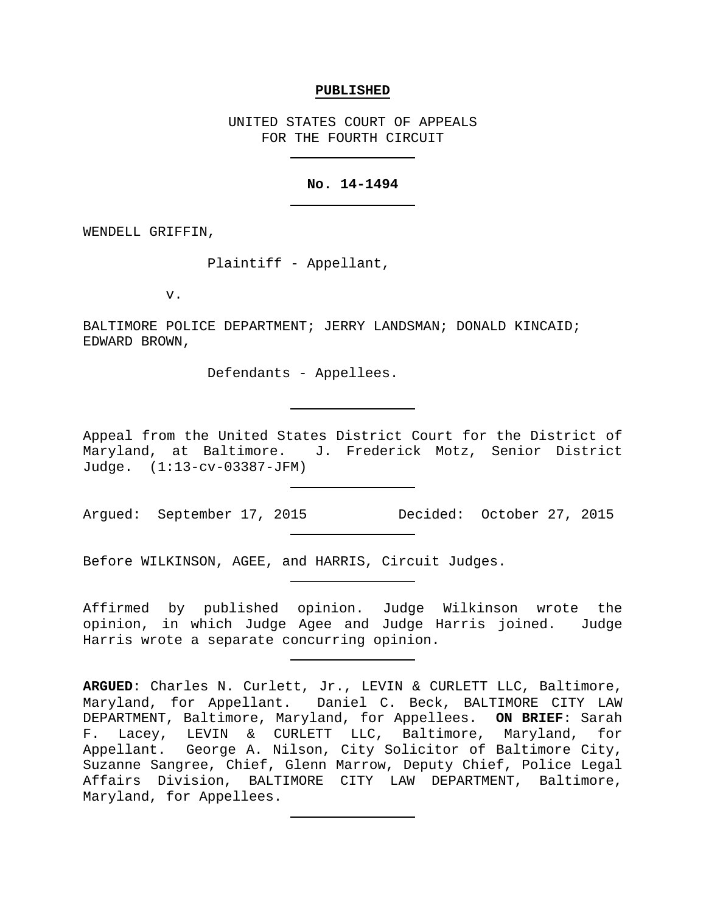**PUBLISHED**

UNITED STATES COURT OF APPEALS
FOR THE FOURTH CIRCUIT

---

**No. 14-1494**

---

WENDELL GRIFFIN,

Plaintiff - Appellant,

v.

BALTIMORE POLICE DEPARTMENT; JERRY LANDSMAN; DONALD KINCAID; EDWARD BROWN,

Defendants - Appellees.

---

Appeal from the United States District Court for the District of Maryland, at Baltimore. J. Frederick Motz, Senior District Judge. (1:13-cv-03387-JFM)

---

Argued: September 17, 2015 Decided: October 27, 2015

---

Before WILKINSON, AGEE, and HARRIS, Circuit Judges.

---

Affirmed by published opinion. Judge Wilkinson wrote the opinion, in which Judge Agee and Judge Harris joined. Judge Harris wrote a separate concurring opinion.

---

**ARGUED**: Charles N. Curlett, Jr., LEVIN & CURLETT LLC, Baltimore, Maryland, for Appellant. Daniel C. Beck, BALTIMORE CITY LAW DEPARTMENT, Baltimore, Maryland, for Appellees. **ON BRIEF**: Sarah F. Lacey, LEVIN & CURLETT LLC, Baltimore, Maryland, for Appellant. George A. Nilson, City Solicitor of Baltimore City, Suzanne Sangree, Chief, Glenn Marrow, Deputy Chief, Police Legal Affairs Division, BALTIMORE CITY LAW DEPARTMENT, Baltimore, Maryland, for Appellees.

---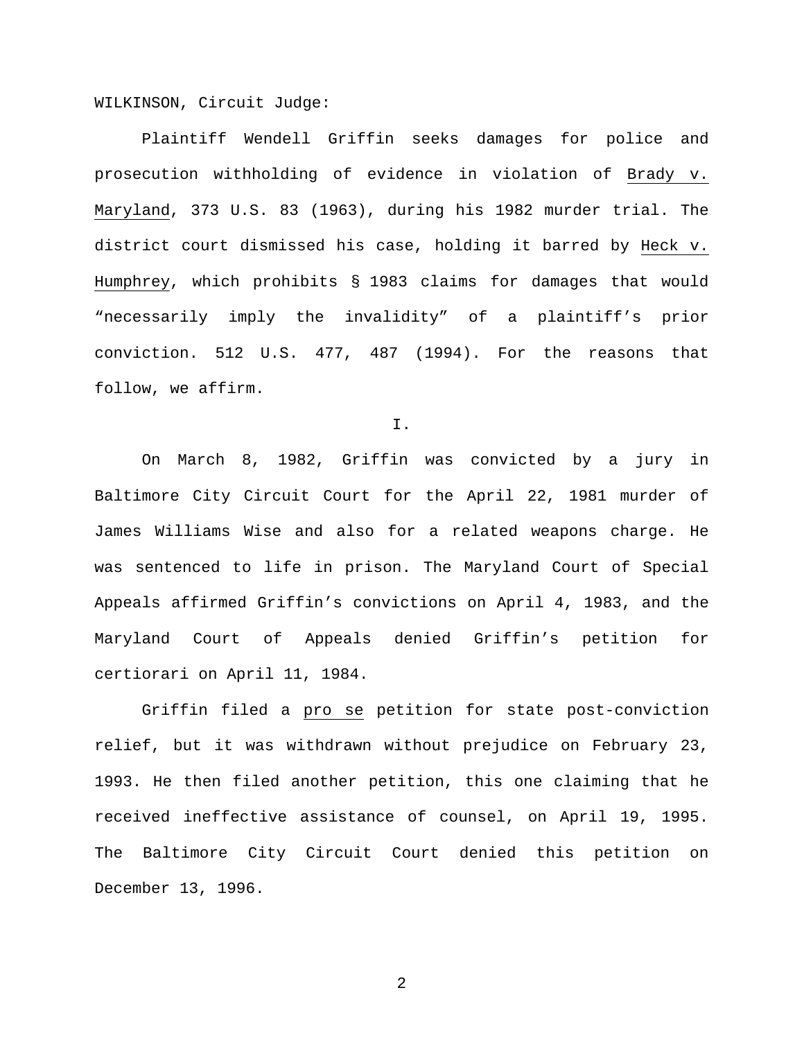WILKINSON, Circuit Judge:

Plaintiff Wendell Griffin seeks damages for police and prosecution withholding of evidence in violation of Brady v. Maryland, 373 U.S. 83 (1963), during his 1982 murder trial. The district court dismissed his case, holding it barred by Heck v. Humphrey, which prohibits § 1983 claims for damages that would "necessarily imply the invalidity" of a plaintiff's prior conviction. 512 U.S. 477, 487 (1994). For the reasons that follow, we affirm.

I.

On March 8, 1982, Griffin was convicted by a jury in Baltimore City Circuit Court for the April 22, 1981 murder of James Williams Wise and also for a related weapons charge. He was sentenced to life in prison. The Maryland Court of Special Appeals affirmed Griffin's convictions on April 4, 1983, and the Maryland Court of Appeals denied Griffin's petition for certiorari on April 11, 1984.

Griffin filed a pro se petition for state post-conviction relief, but it was withdrawn without prejudice on February 23, 1993. He then filed another petition, this one claiming that he received ineffective assistance of counsel, on April 19, 1995. The Baltimore City Circuit Court denied this petition on December 13, 1996.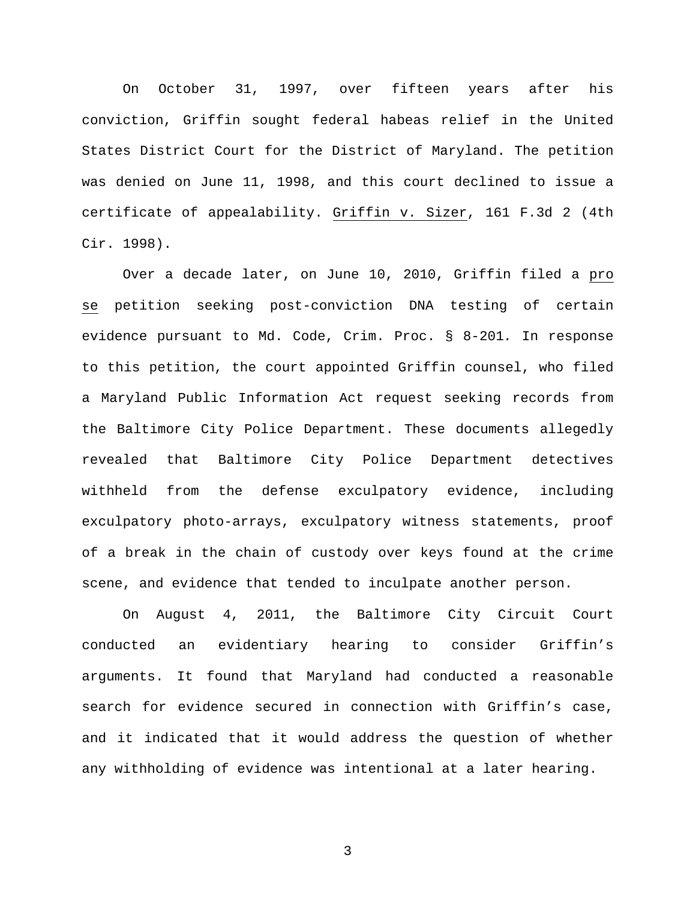On October 31, 1997, over fifteen years after his conviction, Griffin sought federal habeas relief in the United States District Court for the District of Maryland. The petition was denied on June 11, 1998, and this court declined to issue a certificate of appealability. Griffin v. Sizer, 161 F.3d 2 (4th Cir. 1998).

Over a decade later, on June 10, 2010, Griffin filed a pro se petition seeking post-conviction DNA testing of certain evidence pursuant to Md. Code, Crim. Proc. § 8-201. In response to this petition, the court appointed Griffin counsel, who filed a Maryland Public Information Act request seeking records from the Baltimore City Police Department. These documents allegedly revealed that Baltimore City Police Department detectives withheld from the defense exculpatory evidence, including exculpatory photo-arrays, exculpatory witness statements, proof of a break in the chain of custody over keys found at the crime scene, and evidence that tended to inculpate another person.

On August 4, 2011, the Baltimore City Circuit Court conducted an evidentiary hearing to consider Griffin's arguments. It found that Maryland had conducted a reasonable search for evidence secured in connection with Griffin's case, and it indicated that it would address the question of whether any withholding of evidence was intentional at a later hearing.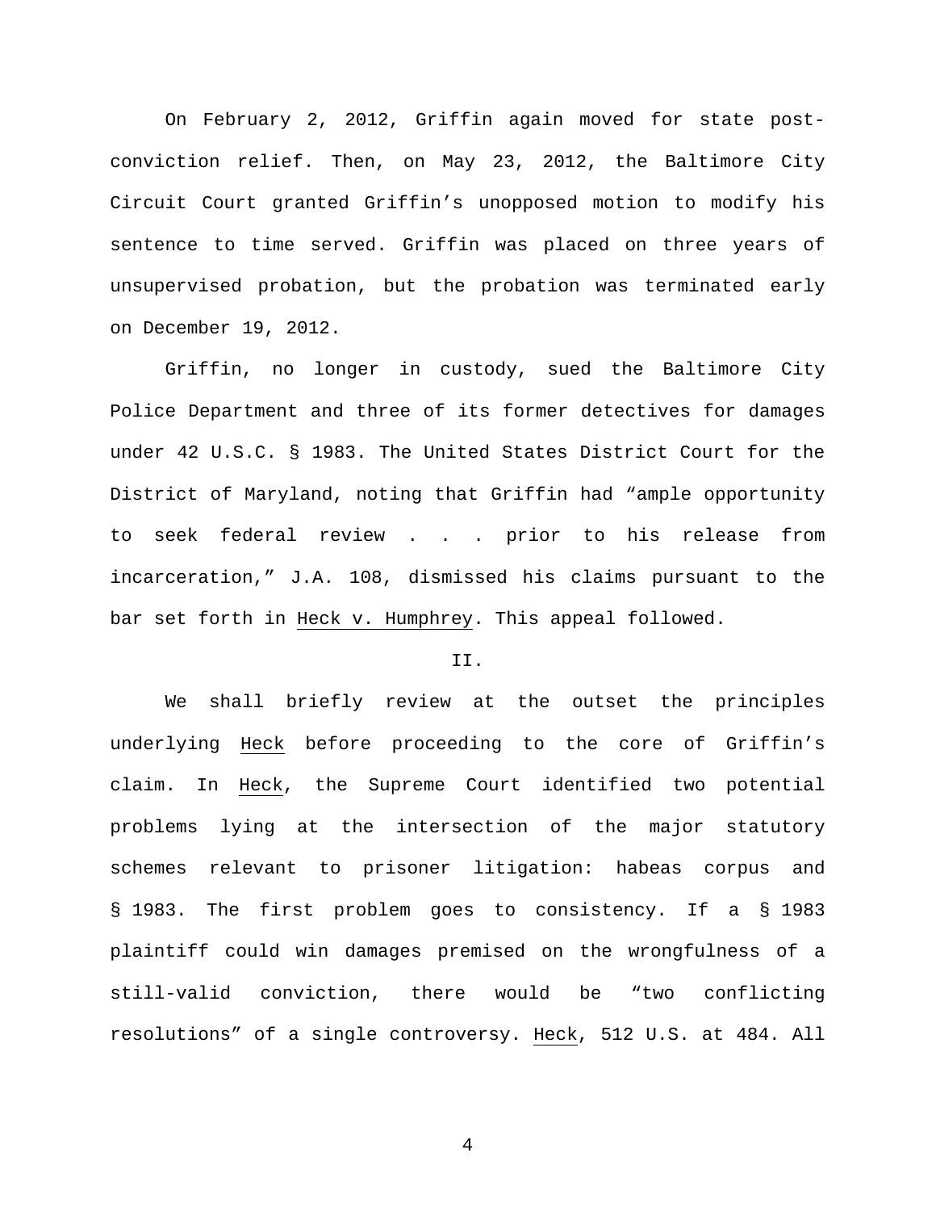On February 2, 2012, Griffin again moved for state post-conviction relief. Then, on May 23, 2012, the Baltimore City Circuit Court granted Griffin's unopposed motion to modify his sentence to time served. Griffin was placed on three years of unsupervised probation, but the probation was terminated early on December 19, 2012.

Griffin, no longer in custody, sued the Baltimore City Police Department and three of its former detectives for damages under 42 U.S.C. § 1983. The United States District Court for the District of Maryland, noting that Griffin had "ample opportunity to seek federal review . . . prior to his release from incarceration," J.A. 108, dismissed his claims pursuant to the bar set forth in Heck v. Humphrey. This appeal followed.

## II.

We shall briefly review at the outset the principles underlying Heck before proceeding to the core of Griffin's claim. In Heck, the Supreme Court identified two potential problems lying at the intersection of the major statutory schemes relevant to prisoner litigation: habeas corpus and § 1983. The first problem goes to consistency. If a § 1983 plaintiff could win damages premised on the wrongfulness of a still-valid conviction, there would be "two conflicting resolutions" of a single controversy. Heck, 512 U.S. at 484. All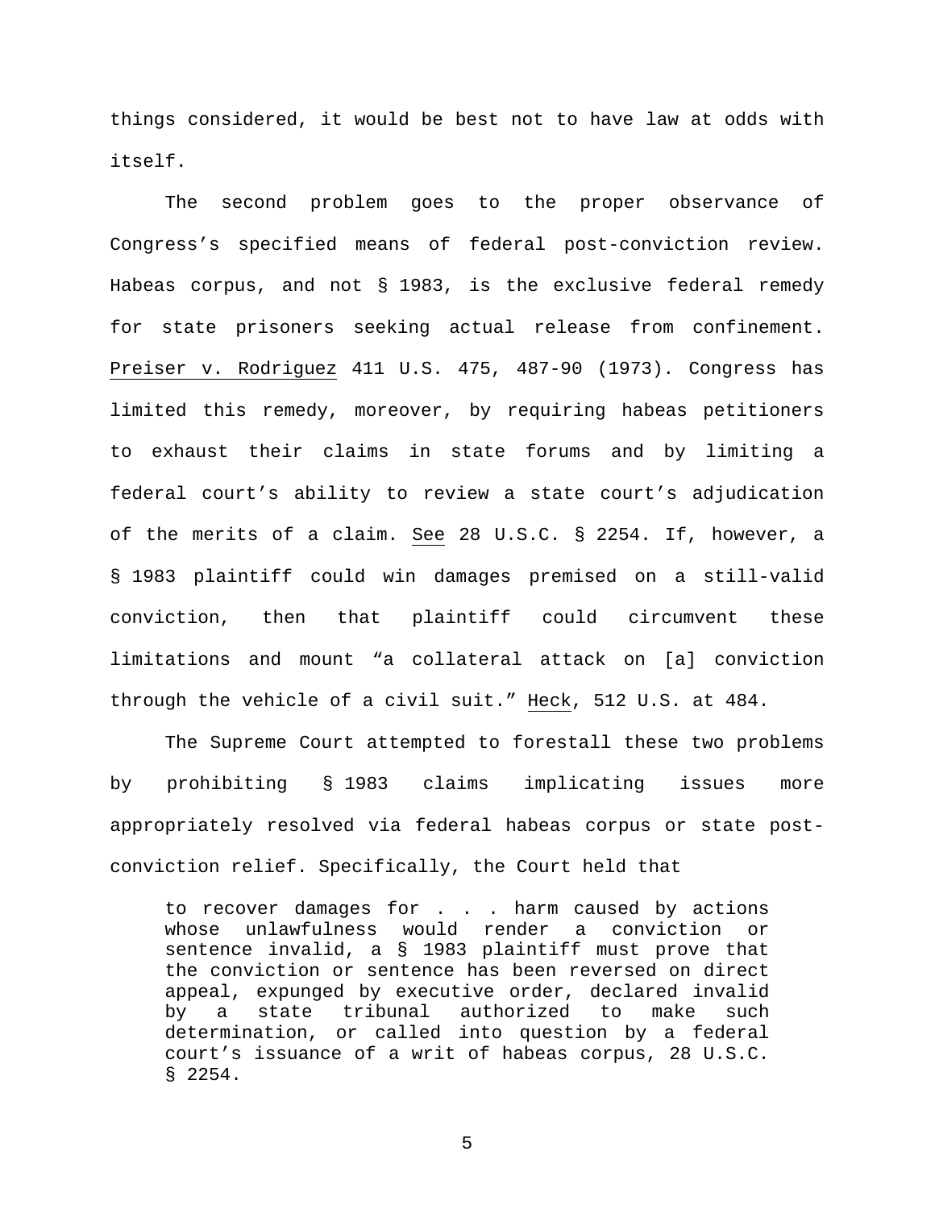things considered, it would be best not to have law at odds with itself.

The second problem goes to the proper observance of Congress's specified means of federal post-conviction review. Habeas corpus, and not § 1983, is the exclusive federal remedy for state prisoners seeking actual release from confinement. Preiser v. Rodriguez 411 U.S. 475, 487-90 (1973). Congress has limited this remedy, moreover, by requiring habeas petitioners to exhaust their claims in state forums and by limiting a federal court's ability to review a state court's adjudication of the merits of a claim. See 28 U.S.C. § 2254. If, however, a § 1983 plaintiff could win damages premised on a still-valid conviction, then that plaintiff could circumvent these limitations and mount "a collateral attack on [a] conviction through the vehicle of a civil suit." Heck, 512 U.S. at 484.

The Supreme Court attempted to forestall these two problems by prohibiting § 1983 claims implicating issues more appropriately resolved via federal habeas corpus or state post-conviction relief. Specifically, the Court held that

> to recover damages for . . . harm caused by actions whose unlawfulness would render a conviction or sentence invalid, a § 1983 plaintiff must prove that the conviction or sentence has been reversed on direct appeal, expunged by executive order, declared invalid by a state tribunal authorized to make such determination, or called into question by a federal court's issuance of a writ of habeas corpus, 28 U.S.C. § 2254.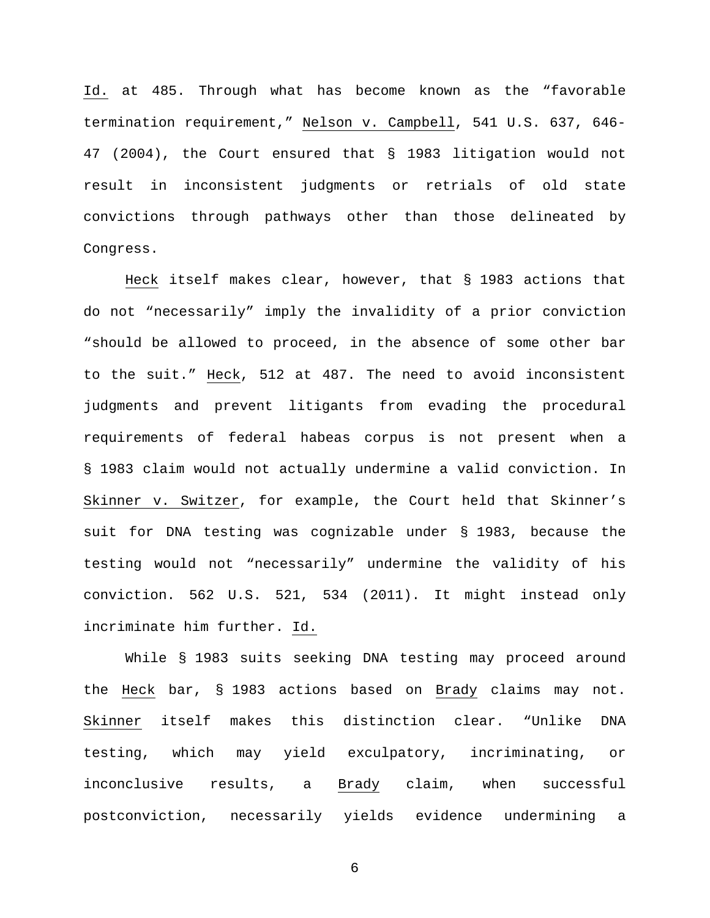Id. at 485. Through what has become known as the "favorable termination requirement," Nelson v. Campbell, 541 U.S. 637, 646-47 (2004), the Court ensured that § 1983 litigation would not result in inconsistent judgments or retrials of old state convictions through pathways other than those delineated by Congress.

Heck itself makes clear, however, that § 1983 actions that do not "necessarily" imply the invalidity of a prior conviction "should be allowed to proceed, in the absence of some other bar to the suit." Heck, 512 at 487. The need to avoid inconsistent judgments and prevent litigants from evading the procedural requirements of federal habeas corpus is not present when a § 1983 claim would not actually undermine a valid conviction. In Skinner v. Switzer, for example, the Court held that Skinner's suit for DNA testing was cognizable under § 1983, because the testing would not "necessarily" undermine the validity of his conviction. 562 U.S. 521, 534 (2011). It might instead only incriminate him further. Id.

While § 1983 suits seeking DNA testing may proceed around the Heck bar, § 1983 actions based on Brady claims may not. Skinner itself makes this distinction clear. "Unlike DNA testing, which may yield exculpatory, incriminating, or inconclusive results, a Brady claim, when successful postconviction, necessarily yields evidence undermining a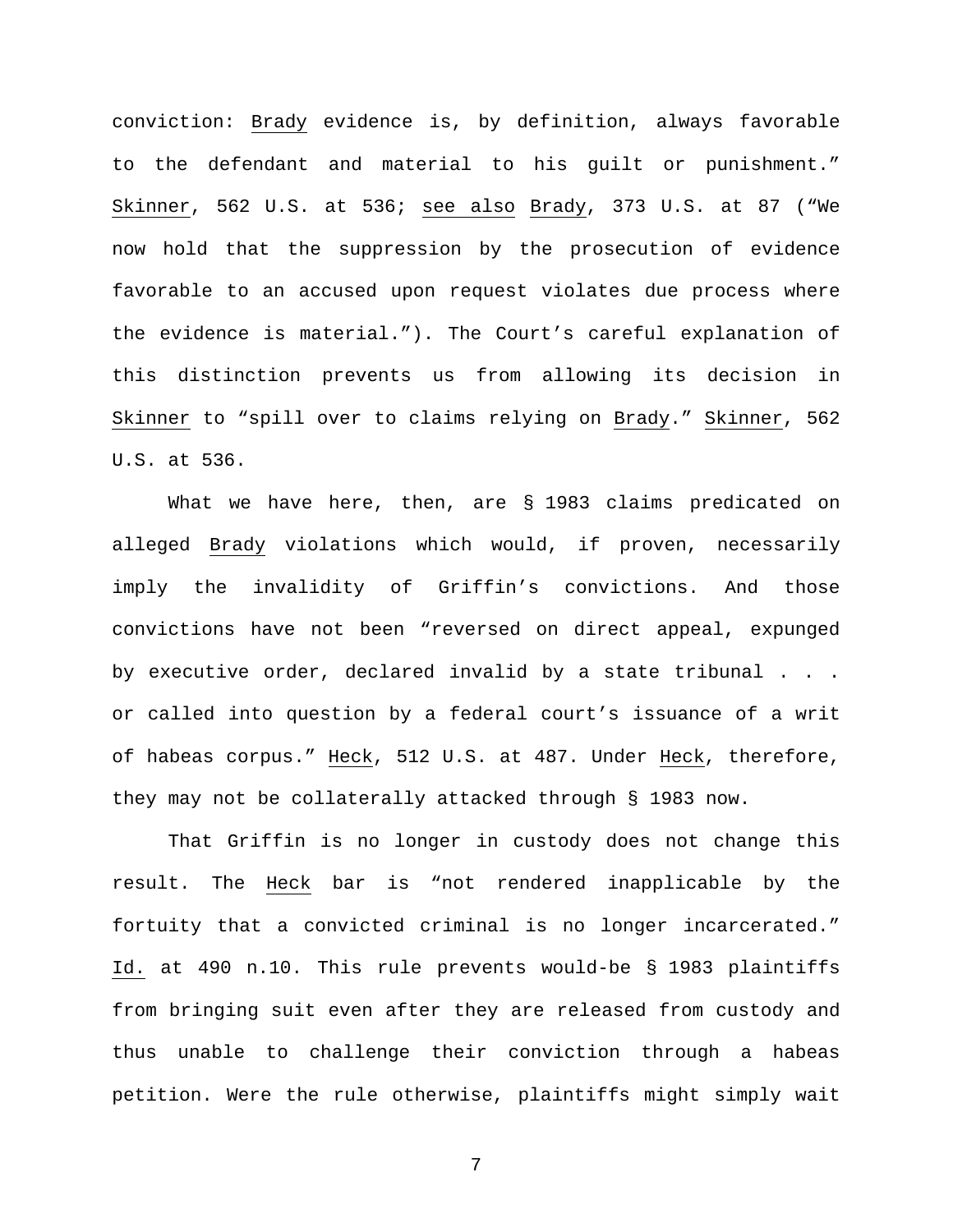conviction: Brady evidence is, by definition, always favorable to the defendant and material to his guilt or punishment." Skinner, 562 U.S. at 536; see also Brady, 373 U.S. at 87 ("We now hold that the suppression by the prosecution of evidence favorable to an accused upon request violates due process where the evidence is material."). The Court's careful explanation of this distinction prevents us from allowing its decision in Skinner to "spill over to claims relying on Brady." Skinner, 562 U.S. at 536.

What we have here, then, are § 1983 claims predicated on alleged Brady violations which would, if proven, necessarily imply the invalidity of Griffin's convictions. And those convictions have not been "reversed on direct appeal, expunged by executive order, declared invalid by a state tribunal . . . or called into question by a federal court's issuance of a writ of habeas corpus." Heck, 512 U.S. at 487. Under Heck, therefore, they may not be collaterally attacked through § 1983 now.

That Griffin is no longer in custody does not change this result. The Heck bar is "not rendered inapplicable by the fortuity that a convicted criminal is no longer incarcerated." Id. at 490 n.10. This rule prevents would-be § 1983 plaintiffs from bringing suit even after they are released from custody and thus unable to challenge their conviction through a habeas petition. Were the rule otherwise, plaintiffs might simply wait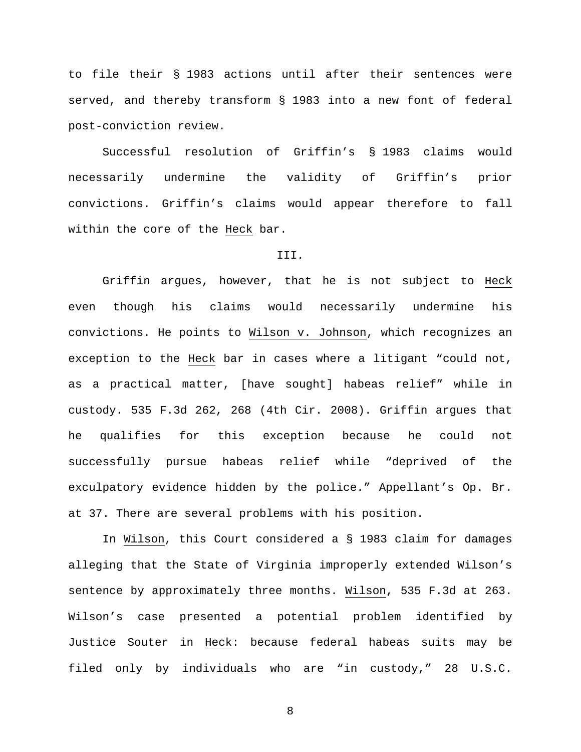to file their § 1983 actions until after their sentences were served, and thereby transform § 1983 into a new font of federal post-conviction review.

Successful resolution of Griffin's § 1983 claims would necessarily undermine the validity of Griffin's prior convictions. Griffin's claims would appear therefore to fall within the core of the Heck bar.

III.

Griffin argues, however, that he is not subject to Heck even though his claims would necessarily undermine his convictions. He points to Wilson v. Johnson, which recognizes an exception to the Heck bar in cases where a litigant "could not, as a practical matter, [have sought] habeas relief" while in custody. 535 F.3d 262, 268 (4th Cir. 2008). Griffin argues that he qualifies for this exception because he could not successfully pursue habeas relief while "deprived of the exculpatory evidence hidden by the police." Appellant's Op. Br. at 37. There are several problems with his position.

In Wilson, this Court considered a § 1983 claim for damages alleging that the State of Virginia improperly extended Wilson's sentence by approximately three months. Wilson, 535 F.3d at 263. Wilson's case presented a potential problem identified by Justice Souter in Heck: because federal habeas suits may be filed only by individuals who are "in custody," 28 U.S.C.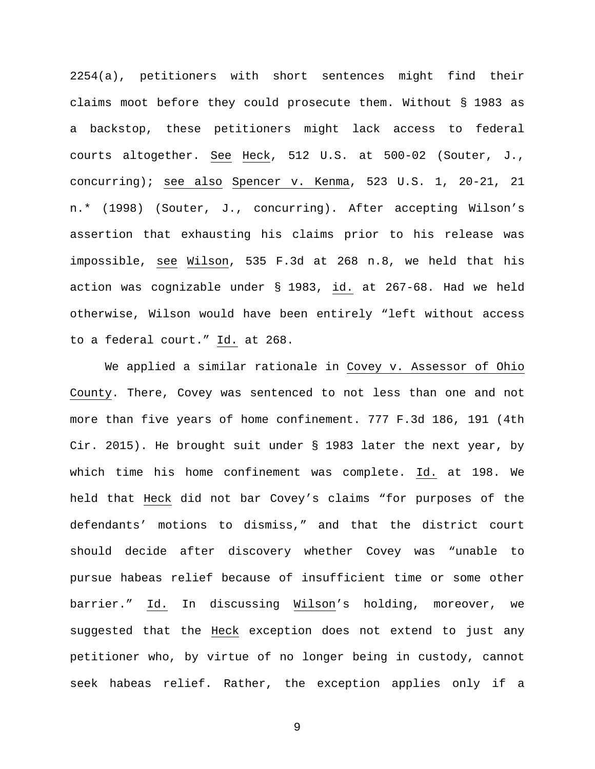2254(a), petitioners with short sentences might find their claims moot before they could prosecute them. Without § 1983 as a backstop, these petitioners might lack access to federal courts altogether. See Heck, 512 U.S. at 500-02 (Souter, J., concurring); see also Spencer v. Kenma, 523 U.S. 1, 20-21, 21 n.* (1998) (Souter, J., concurring). After accepting Wilson's assertion that exhausting his claims prior to his release was impossible, see Wilson, 535 F.3d at 268 n.8, we held that his action was cognizable under § 1983, id. at 267-68. Had we held otherwise, Wilson would have been entirely "left without access to a federal court." Id. at 268.

We applied a similar rationale in Covey v. Assessor of Ohio County. There, Covey was sentenced to not less than one and not more than five years of home confinement. 777 F.3d 186, 191 (4th Cir. 2015). He brought suit under § 1983 later the next year, by which time his home confinement was complete. Id. at 198. We held that Heck did not bar Covey's claims "for purposes of the defendants' motions to dismiss," and that the district court should decide after discovery whether Covey was "unable to pursue habeas relief because of insufficient time or some other barrier." Id. In discussing Wilson's holding, moreover, we suggested that the Heck exception does not extend to just any petitioner who, by virtue of no longer being in custody, cannot seek habeas relief. Rather, the exception applies only if a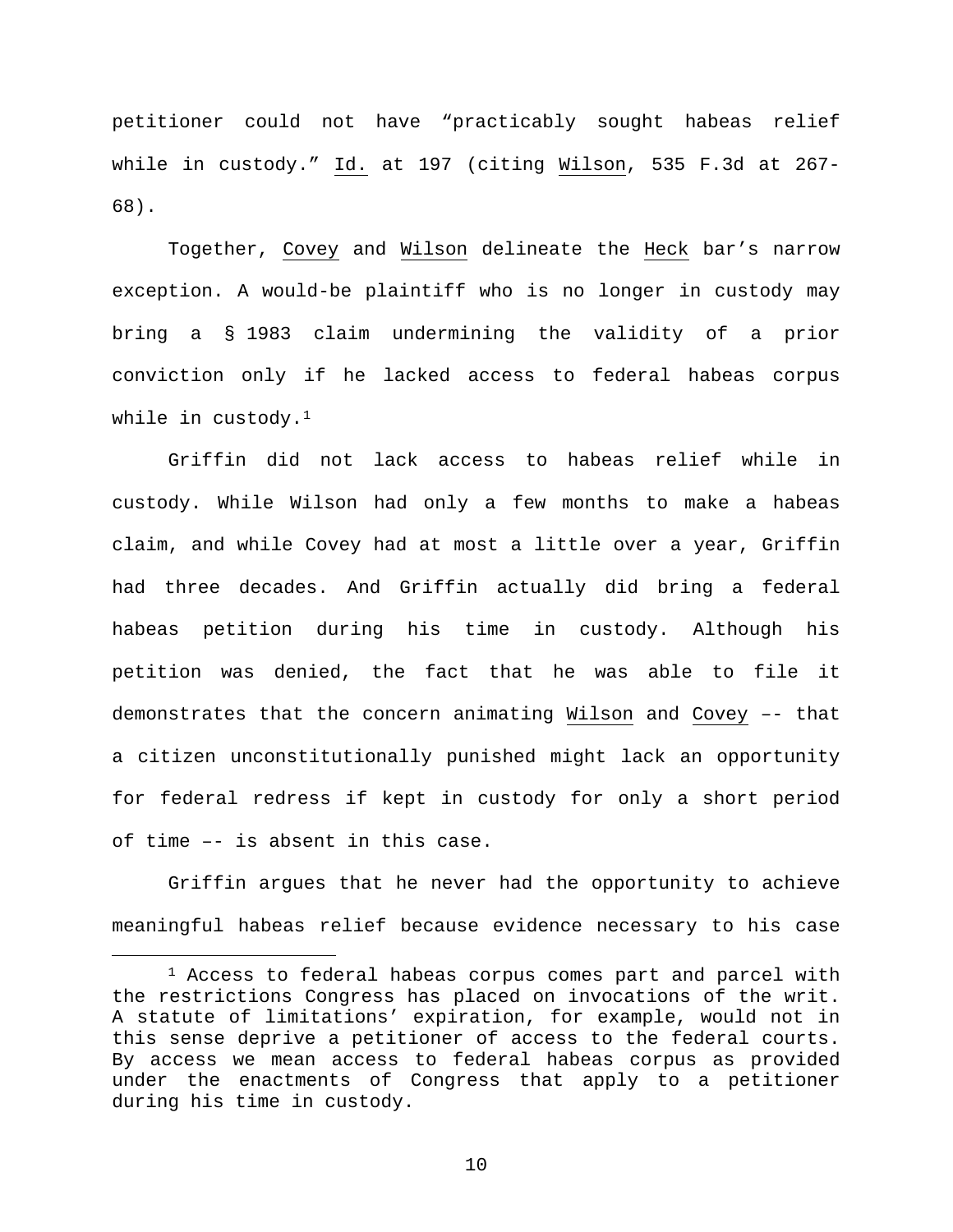petitioner could not have "practicably sought habeas relief while in custody." Id. at 197 (citing Wilson, 535 F.3d at 267-68).

Together, Covey and Wilson delineate the Heck bar's narrow exception. A would-be plaintiff who is no longer in custody may bring a § 1983 claim undermining the validity of a prior conviction only if he lacked access to federal habeas corpus while in custody.[1]

Griffin did not lack access to habeas relief while in custody. While Wilson had only a few months to make a habeas claim, and while Covey had at most a little over a year, Griffin had three decades. And Griffin actually did bring a federal habeas petition during his time in custody. Although his petition was denied, the fact that he was able to file it demonstrates that the concern animating Wilson and Covey –- that a citizen unconstitutionally punished might lack an opportunity for federal redress if kept in custody for only a short period of time –- is absent in this case.

Griffin argues that he never had the opportunity to achieve meaningful habeas relief because evidence necessary to his case

[1] Access to federal habeas corpus comes part and parcel with the restrictions Congress has placed on invocations of the writ. A statute of limitations' expiration, for example, would not in this sense deprive a petitioner of access to the federal courts. By access we mean access to federal habeas corpus as provided under the enactments of Congress that apply to a petitioner during his time in custody.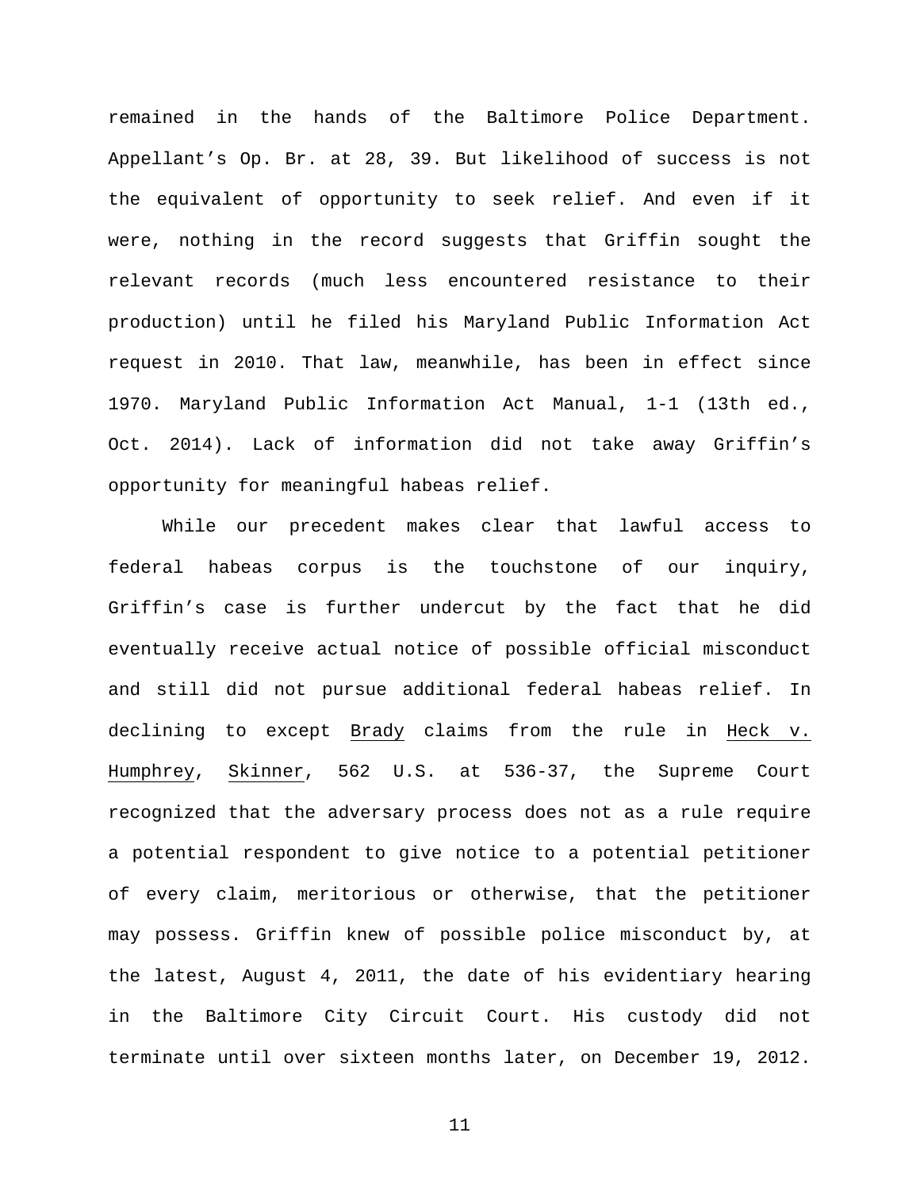remained in the hands of the Baltimore Police Department. Appellant's Op. Br. at 28, 39. But likelihood of success is not the equivalent of opportunity to seek relief. And even if it were, nothing in the record suggests that Griffin sought the relevant records (much less encountered resistance to their production) until he filed his Maryland Public Information Act request in 2010. That law, meanwhile, has been in effect since 1970. Maryland Public Information Act Manual, 1-1 (13th ed., Oct. 2014). Lack of information did not take away Griffin's opportunity for meaningful habeas relief.

While our precedent makes clear that lawful access to federal habeas corpus is the touchstone of our inquiry, Griffin's case is further undercut by the fact that he did eventually receive actual notice of possible official misconduct and still did not pursue additional federal habeas relief. In declining to except Brady claims from the rule in Heck v. Humphrey, Skinner, 562 U.S. at 536-37, the Supreme Court recognized that the adversary process does not as a rule require a potential respondent to give notice to a potential petitioner of every claim, meritorious or otherwise, that the petitioner may possess. Griffin knew of possible police misconduct by, at the latest, August 4, 2011, the date of his evidentiary hearing in the Baltimore City Circuit Court. His custody did not terminate until over sixteen months later, on December 19, 2012.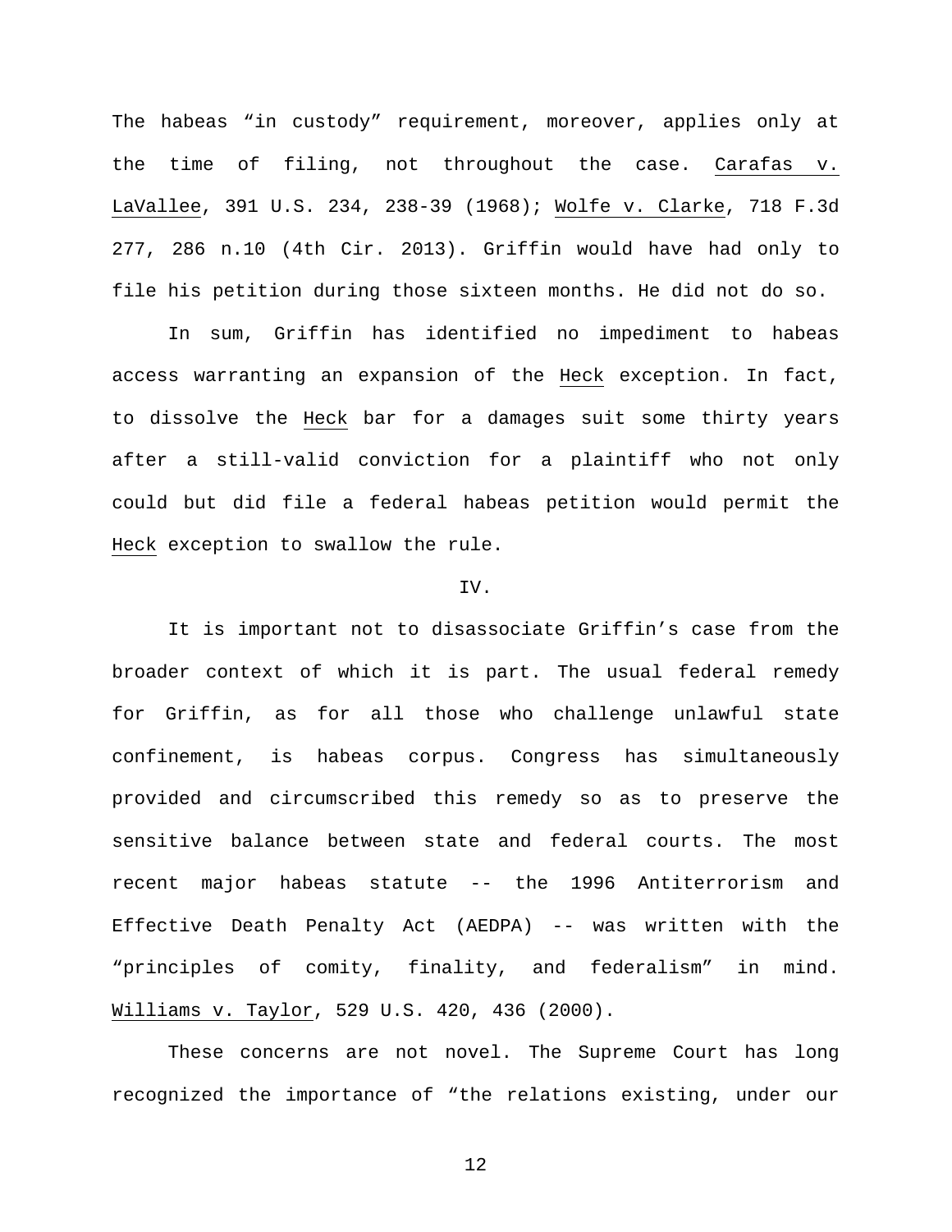The habeas "in custody" requirement, moreover, applies only at the time of filing, not throughout the case. Carafas v. LaVallee, 391 U.S. 234, 238-39 (1968); Wolfe v. Clarke, 718 F.3d 277, 286 n.10 (4th Cir. 2013). Griffin would have had only to file his petition during those sixteen months. He did not do so.

In sum, Griffin has identified no impediment to habeas access warranting an expansion of the Heck exception. In fact, to dissolve the Heck bar for a damages suit some thirty years after a still-valid conviction for a plaintiff who not only could but did file a federal habeas petition would permit the Heck exception to swallow the rule.

## IV.

It is important not to disassociate Griffin's case from the broader context of which it is part. The usual federal remedy for Griffin, as for all those who challenge unlawful state confinement, is habeas corpus. Congress has simultaneously provided and circumscribed this remedy so as to preserve the sensitive balance between state and federal courts. The most recent major habeas statute -- the 1996 Antiterrorism and Effective Death Penalty Act (AEDPA) -- was written with the "principles of comity, finality, and federalism" in mind. Williams v. Taylor, 529 U.S. 420, 436 (2000).

These concerns are not novel. The Supreme Court has long recognized the importance of "the relations existing, under our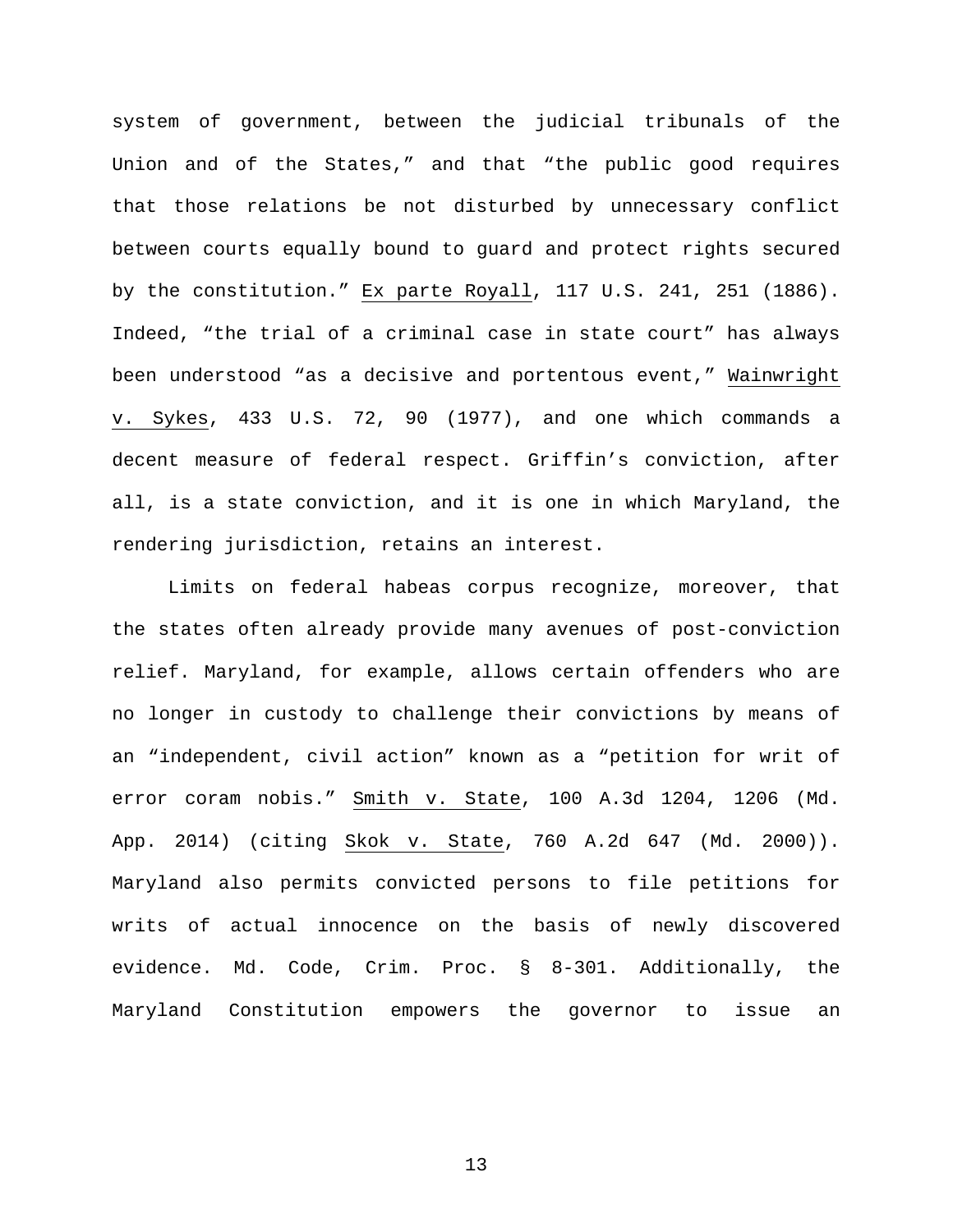system of government, between the judicial tribunals of the Union and of the States," and that "the public good requires that those relations be not disturbed by unnecessary conflict between courts equally bound to guard and protect rights secured by the constitution." Ex parte Royall, 117 U.S. 241, 251 (1886). Indeed, "the trial of a criminal case in state court" has always been understood "as a decisive and portentous event," Wainwright v. Sykes, 433 U.S. 72, 90 (1977), and one which commands a decent measure of federal respect. Griffin's conviction, after all, is a state conviction, and it is one in which Maryland, the rendering jurisdiction, retains an interest.

Limits on federal habeas corpus recognize, moreover, that the states often already provide many avenues of post-conviction relief. Maryland, for example, allows certain offenders who are no longer in custody to challenge their convictions by means of an "independent, civil action" known as a "petition for writ of error coram nobis." Smith v. State, 100 A.3d 1204, 1206 (Md. App. 2014) (citing Skok v. State, 760 A.2d 647 (Md. 2000)). Maryland also permits convicted persons to file petitions for writs of actual innocence on the basis of newly discovered evidence. Md. Code, Crim. Proc. § 8-301. Additionally, the Maryland Constitution empowers the governor to issue an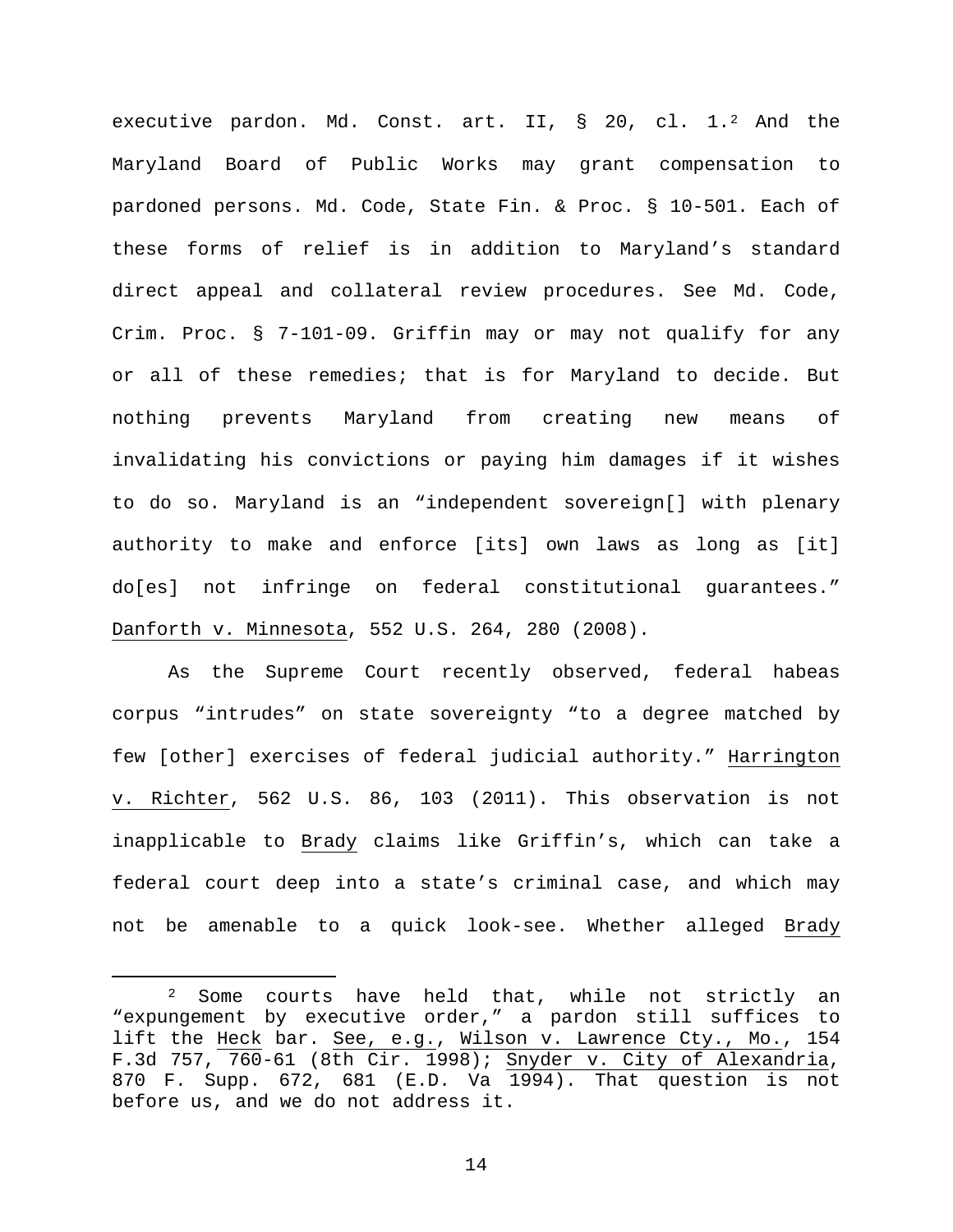executive pardon. Md. Const. art. II, § 20, cl. 1.[2] And the Maryland Board of Public Works may grant compensation to pardoned persons. Md. Code, State Fin. & Proc. § 10-501. Each of these forms of relief is in addition to Maryland's standard direct appeal and collateral review procedures. See Md. Code, Crim. Proc. § 7-101-09. Griffin may or may not qualify for any or all of these remedies; that is for Maryland to decide. But nothing prevents Maryland from creating new means of invalidating his convictions or paying him damages if it wishes to do so. Maryland is an "independent sovereign[] with plenary authority to make and enforce [its] own laws as long as [it] do[es] not infringe on federal constitutional guarantees." Danforth v. Minnesota, 552 U.S. 264, 280 (2008).

As the Supreme Court recently observed, federal habeas corpus "intrudes" on state sovereignty "to a degree matched by few [other] exercises of federal judicial authority." Harrington v. Richter, 562 U.S. 86, 103 (2011). This observation is not inapplicable to Brady claims like Griffin's, which can take a federal court deep into a state's criminal case, and which may not be amenable to a quick look-see. Whether alleged Brady

---

[2] Some courts have held that, while not strictly an "expungement by executive order," a pardon still suffices to lift the Heck bar. See, e.g., Wilson v. Lawrence Cty., Mo., 154 F.3d 757, 760-61 (8th Cir. 1998); Snyder v. City of Alexandria, 870 F. Supp. 672, 681 (E.D. Va 1994). That question is not before us, and we do not address it.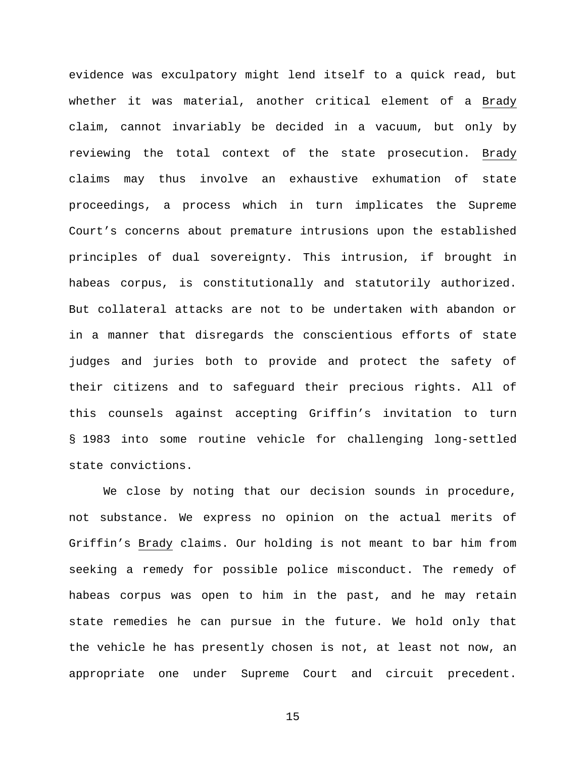evidence was exculpatory might lend itself to a quick read, but whether it was material, another critical element of a Brady claim, cannot invariably be decided in a vacuum, but only by reviewing the total context of the state prosecution. Brady claims may thus involve an exhaustive exhumation of state proceedings, a process which in turn implicates the Supreme Court's concerns about premature intrusions upon the established principles of dual sovereignty. This intrusion, if brought in habeas corpus, is constitutionally and statutorily authorized. But collateral attacks are not to be undertaken with abandon or in a manner that disregards the conscientious efforts of state judges and juries both to provide and protect the safety of their citizens and to safeguard their precious rights. All of this counsels against accepting Griffin's invitation to turn § 1983 into some routine vehicle for challenging long-settled state convictions.

We close by noting that our decision sounds in procedure, not substance. We express no opinion on the actual merits of Griffin's Brady claims. Our holding is not meant to bar him from seeking a remedy for possible police misconduct. The remedy of habeas corpus was open to him in the past, and he may retain state remedies he can pursue in the future. We hold only that the vehicle he has presently chosen is not, at least not now, an appropriate one under Supreme Court and circuit precedent.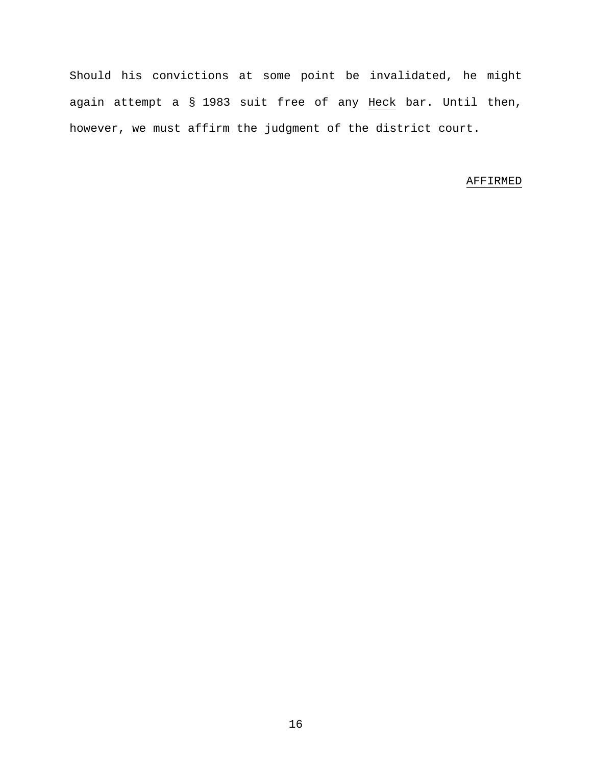Should his convictions at some point be invalidated, he might again attempt a § 1983 suit free of any *Heck* bar. Until then, however, we must affirm the judgment of the district court.

*AFFIRMED*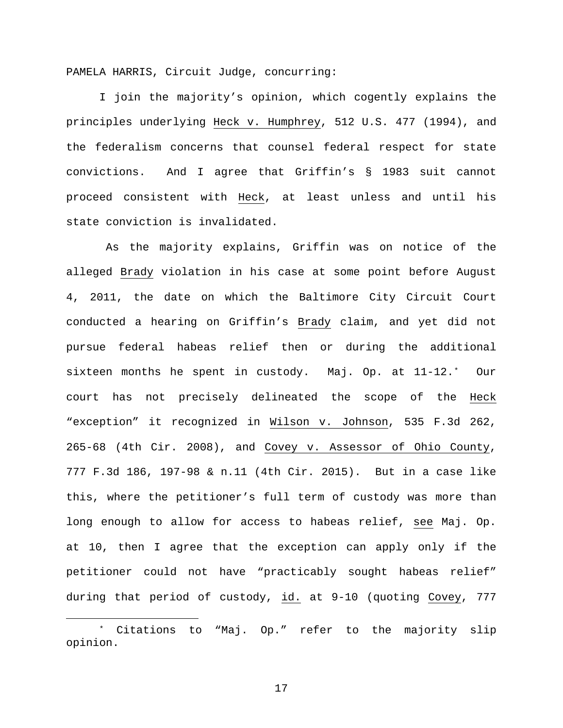PAMELA HARRIS, Circuit Judge, concurring:

I join the majority's opinion, which cogently explains the principles underlying Heck v. Humphrey, 512 U.S. 477 (1994), and the federalism concerns that counsel federal respect for state convictions. And I agree that Griffin's § 1983 suit cannot proceed consistent with Heck, at least unless and until his state conviction is invalidated.

As the majority explains, Griffin was on notice of the alleged Brady violation in his case at some point before August 4, 2011, the date on which the Baltimore City Circuit Court conducted a hearing on Griffin's Brady claim, and yet did not pursue federal habeas relief then or during the additional sixteen months he spent in custody. Maj. Op. at 11-12.* Our court has not precisely delineated the scope of the Heck "exception" it recognized in Wilson v. Johnson, 535 F.3d 262, 265-68 (4th Cir. 2008), and Covey v. Assessor of Ohio County, 777 F.3d 186, 197-98 & n.11 (4th Cir. 2015). But in a case like this, where the petitioner's full term of custody was more than long enough to allow for access to habeas relief, see Maj. Op. at 10, then I agree that the exception can apply only if the petitioner could not have "practicably sought habeas relief" during that period of custody, id. at 9-10 (quoting Covey, 777

---

\* Citations to "Maj. Op." refer to the majority slip opinion.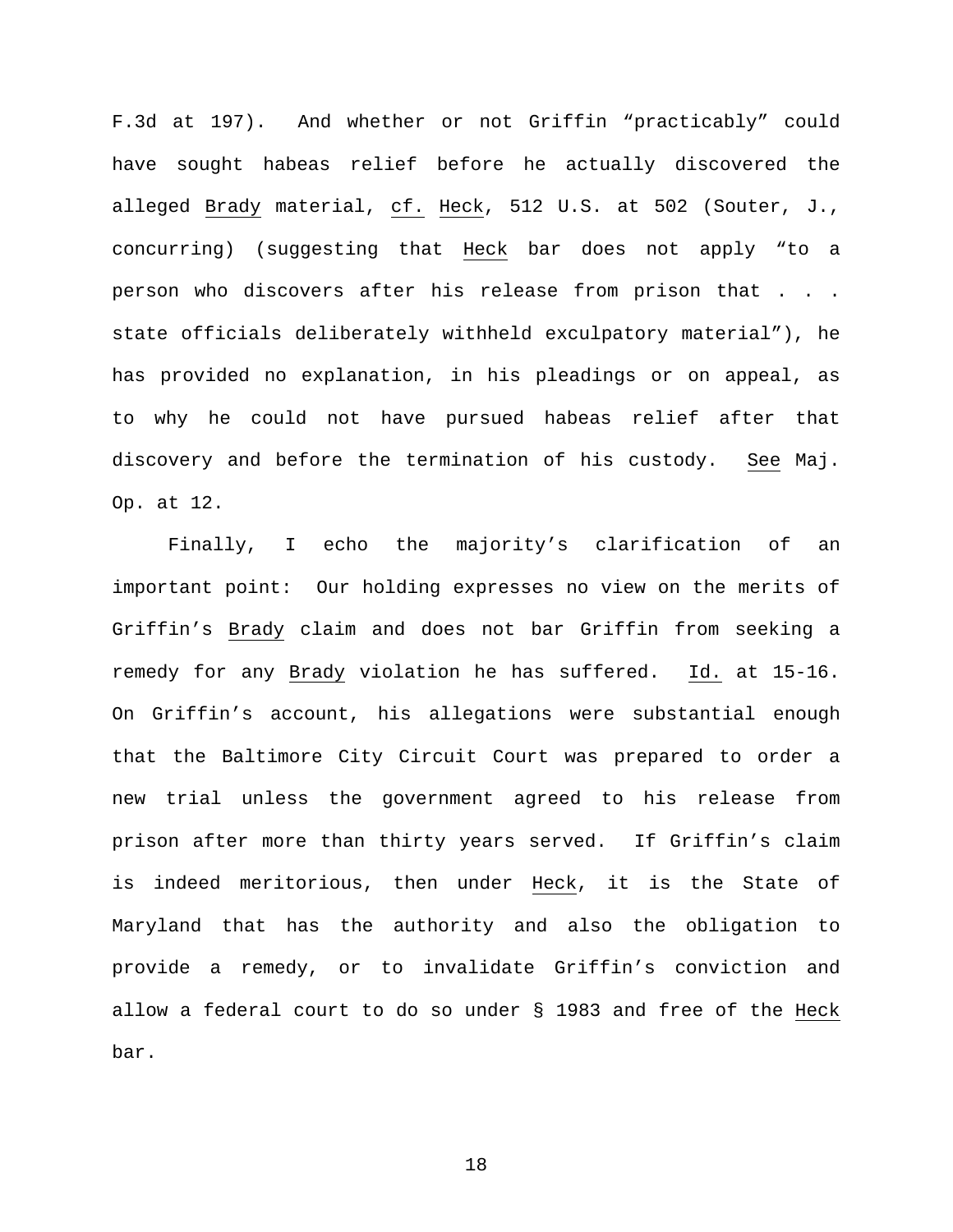F.3d at 197). And whether or not Griffin "practicably" could have sought habeas relief before he actually discovered the alleged *Brady* material, *cf.* *Heck*, 512 U.S. at 502 (Souter, J., concurring) (suggesting that *Heck* bar does not apply "to a person who discovers after his release from prison that . . . state officials deliberately withheld exculpatory material"), he has provided no explanation, in his pleadings or on appeal, as to why he could not have pursued habeas relief after that discovery and before the termination of his custody. *See* Maj. Op. at 12.

Finally, I echo the majority's clarification of an important point: Our holding expresses no view on the merits of Griffin's *Brady* claim and does not bar Griffin from seeking a remedy for any *Brady* violation he has suffered. *Id.* at 15-16. On Griffin's account, his allegations were substantial enough that the Baltimore City Circuit Court was prepared to order a new trial unless the government agreed to his release from prison after more than thirty years served. If Griffin's claim is indeed meritorious, then under *Heck*, it is the State of Maryland that has the authority and also the obligation to provide a remedy, or to invalidate Griffin's conviction and allow a federal court to do so under § 1983 and free of the *Heck* bar.